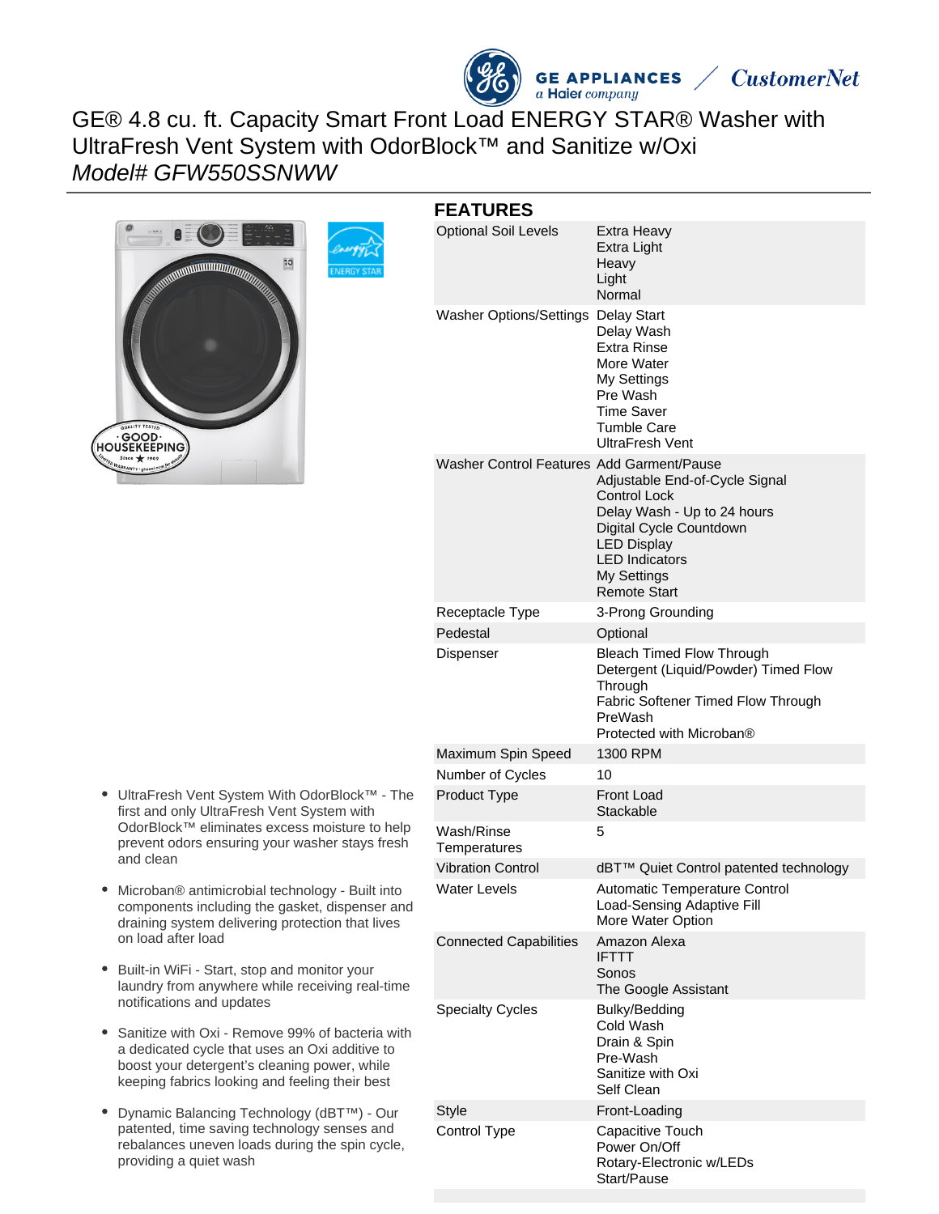# GE® 4.8 cu. ft. Capacity Smart Front Load ENERGY STAR® Washer with UltraFresh Vent System with OdorBlock™ and Sanitize w/Oxi

*Model# GFW550SSNWW*

- UltraFresh Vent System With OdorBlock™ - The first and only UltraFresh Vent System with OdorBlock™ eliminates excess moisture to help prevent odors ensuring your washer stays fresh and clean
- Microban® antimicrobial technology - Built into components including the gasket, dispenser and draining system delivering protection that lives on load after load
- Built-in WiFi - Start, stop and monitor your laundry from anywhere while receiving real-time notifications and updates
- Sanitize with Oxi - Remove 99% of bacteria with a dedicated cycle that uses an Oxi additive to boost your detergent's cleaning power, while keeping fabrics looking and feeling their best
- Dynamic Balancing Technology (dBT™) - Our patented, time saving technology senses and rebalances uneven loads during the spin cycle, providing a quiet wash

## FEATURES

| | |
|---|---|
| Optional Soil Levels | Extra Heavy<br>Extra Light<br>Heavy<br>Light<br>Normal |
| Washer Options/Settings | Delay Start<br>Delay Wash<br>Extra Rinse<br>More Water<br>My Settings<br>Pre Wash<br>Time Saver<br>Tumble Care<br>UltraFresh Vent |
| Washer Control Features | Add Garment/Pause<br>Adjustable End-of-Cycle Signal<br>Control Lock<br>Delay Wash - Up to 24 hours<br>Digital Cycle Countdown<br>LED Display<br>LED Indicators<br>My Settings<br>Remote Start |
| Receptacle Type | 3-Prong Grounding |
| Pedestal | Optional |
| Dispenser | Bleach Timed Flow Through<br>Detergent (Liquid/Powder) Timed Flow Through<br>Fabric Softener Timed Flow Through<br>PreWash<br>Protected with Microban® |
| Maximum Spin Speed | 1300 RPM |
| Number of Cycles | 10 |
| Product Type | Front Load<br>Stackable |
| Wash/Rinse Temperatures | 5 |
| Vibration Control | dBT™ Quiet Control patented technology |
| Water Levels | Automatic Temperature Control<br>Load-Sensing Adaptive Fill<br>More Water Option |
| Connected Capabilities | Amazon Alexa<br>IFTTT<br>Sonos<br>The Google Assistant |
| Specialty Cycles | Bulky/Bedding<br>Cold Wash<br>Drain & Spin<br>Pre-Wash<br>Sanitize with Oxi<br>Self Clean |
| Style | Front-Loading |
| Control Type | Capacitive Touch<br>Power On/Off<br>Rotary-Electronic w/LEDs<br>Start/Pause |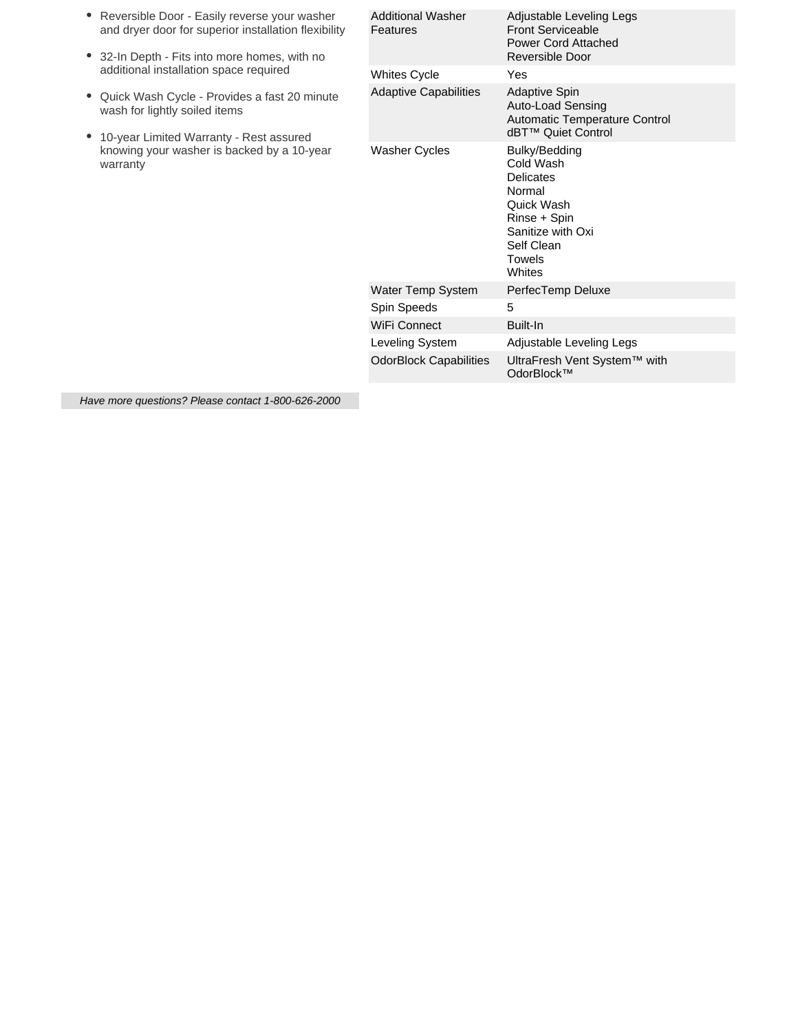- Reversible Door - Easily reverse your washer and dryer door for superior installation flexibility
- 32-In Depth - Fits into more homes, with no additional installation space required
- Quick Wash Cycle - Provides a fast 20 minute wash for lightly soiled items
- 10-year Limited Warranty - Rest assured knowing your washer is backed by a 10-year warranty

| | |
|---|---|
| Additional Washer Features | Adjustable Leveling Legs<br>Front Serviceable<br>Power Cord Attached<br>Reversible Door |
| Whites Cycle | Yes |
| Adaptive Capabilities | Adaptive Spin<br>Auto-Load Sensing<br>Automatic Temperature Control<br>dBT™ Quiet Control |
| Washer Cycles | Bulky/Bedding<br>Cold Wash<br>Delicates<br>Normal<br>Quick Wash<br>Rinse + Spin<br>Sanitize with Oxi<br>Self Clean<br>Towels<br>Whites |
| Water Temp System | PerfecTemp Deluxe |
| Spin Speeds | 5 |
| WiFi Connect | Built-In |
| Leveling System | Adjustable Leveling Legs |
| OdorBlock Capabilities | UltraFresh Vent System™ with OdorBlock™ |

*Have more questions? Please contact 1-800-626-2000*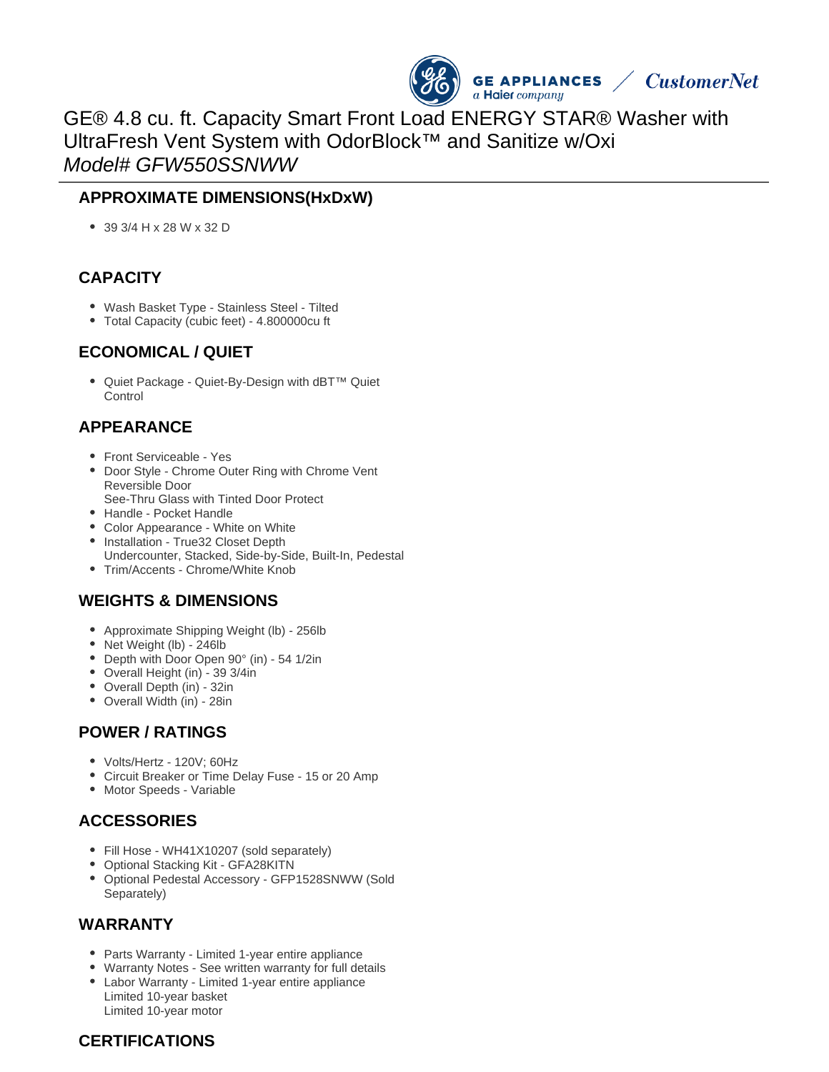# GE® 4.8 cu. ft. Capacity Smart Front Load ENERGY STAR® Washer with UltraFresh Vent System with OdorBlock™ and Sanitize w/Oxi

*Model# GFW550SSNWW*

## APPROXIMATE DIMENSIONS(HxDxW)

- 39 3/4 H x 28 W x 32 D

## CAPACITY

- Wash Basket Type - Stainless Steel - Tilted
- Total Capacity (cubic feet) - 4.800000cu ft

## ECONOMICAL / QUIET

- Quiet Package - Quiet-By-Design with dBT™ Quiet Control

## APPEARANCE

- Front Serviceable - Yes
- Door Style - Chrome Outer Ring with Chrome Vent
  Reversible Door
  See-Thru Glass with Tinted Door Protect
- Handle - Pocket Handle
- Color Appearance - White on White
- Installation - True32 Closet Depth
  Undercounter, Stacked, Side-by-Side, Built-In, Pedestal
- Trim/Accents - Chrome/White Knob

## WEIGHTS & DIMENSIONS

- Approximate Shipping Weight (lb) - 256lb
- Net Weight (lb) - 246lb
- Depth with Door Open 90° (in) - 54 1/2in
- Overall Height (in) - 39 3/4in
- Overall Depth (in) - 32in
- Overall Width (in) - 28in

## POWER / RATINGS

- Volts/Hertz - 120V; 60Hz
- Circuit Breaker or Time Delay Fuse - 15 or 20 Amp
- Motor Speeds - Variable

## ACCESSORIES

- Fill Hose - WH41X10207 (sold separately)
- Optional Stacking Kit - GFA28KITN
- Optional Pedestal Accessory - GFP1528SNWW (Sold Separately)

## WARRANTY

- Parts Warranty - Limited 1-year entire appliance
- Warranty Notes - See written warranty for full details
- Labor Warranty - Limited 1-year entire appliance
  Limited 10-year basket
  Limited 10-year motor

## CERTIFICATIONS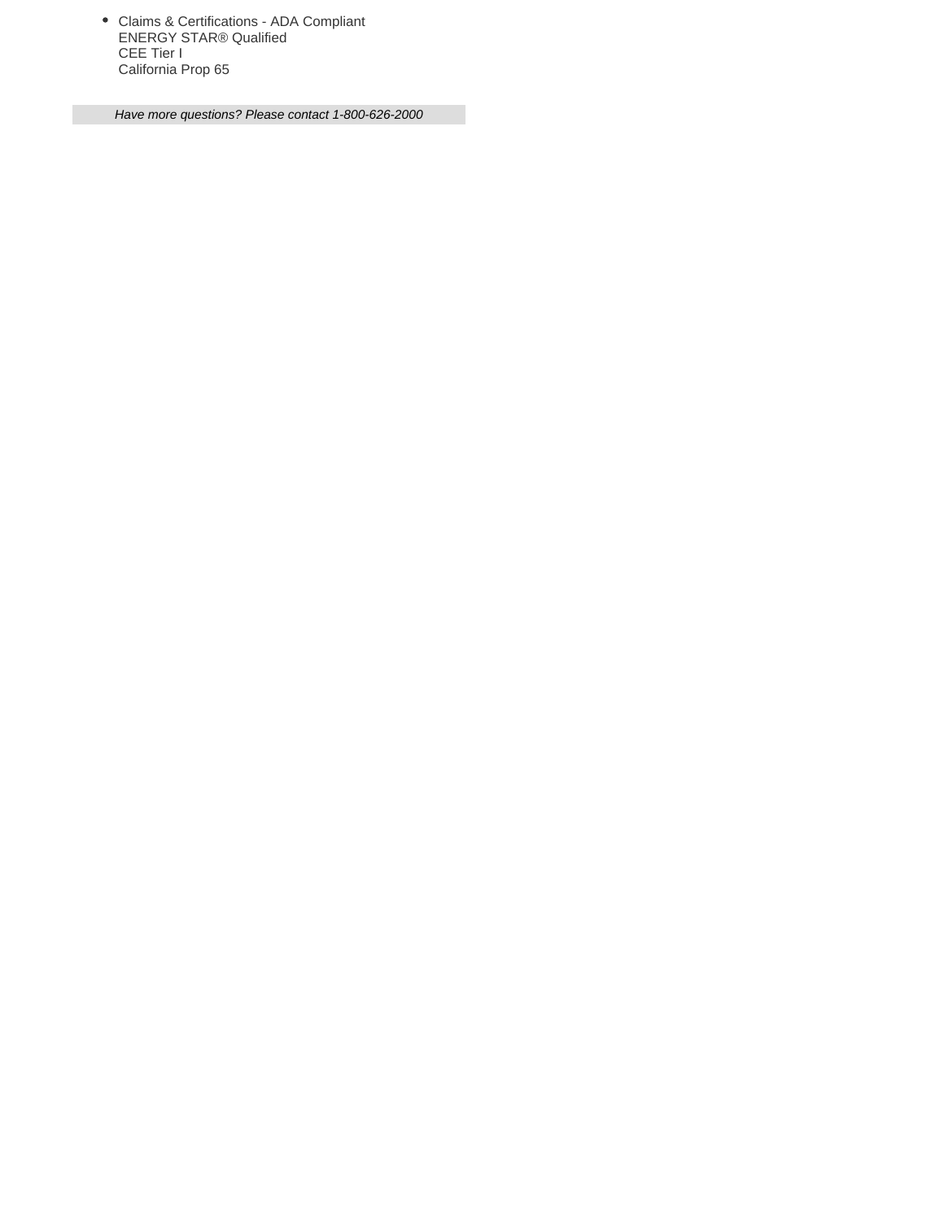- Claims & Certifications - ADA Compliant
  ENERGY STAR® Qualified
  CEE Tier I
  California Prop 65

*Have more questions? Please contact 1-800-626-2000*